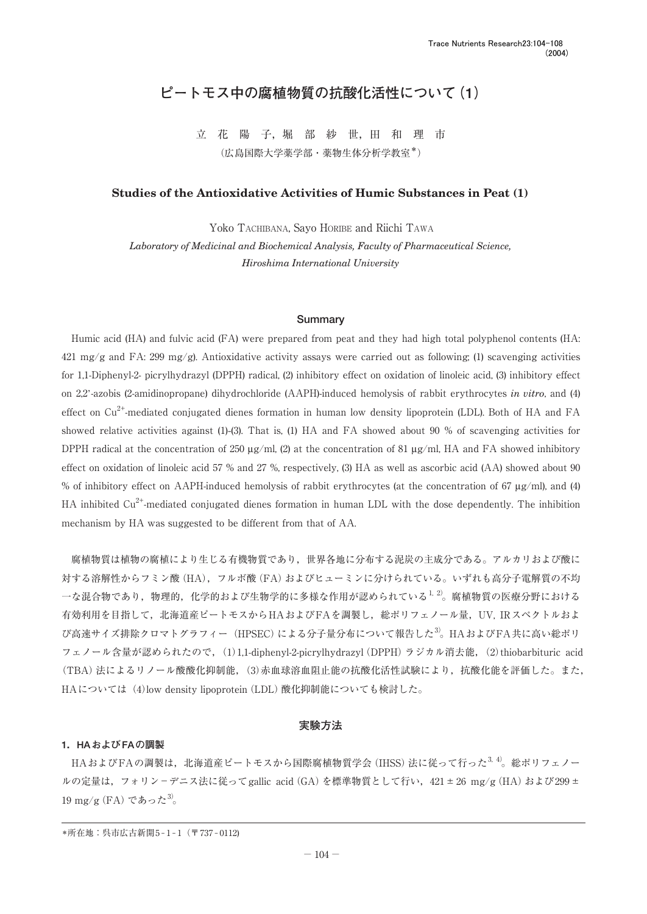# ピートモス中の腐植物質の抗酸化活性について（1）

立花陽子，堀部紗世，田和理市

（広島国際大学薬学部・薬物生体分析学教室*）

## Studies of the Antioxidative Activities of Humic Substances in Peat (1)

Yoko TACHIBANA, Sayo HORIBE and Riichi TAWA

*Laboratory of Medicinal and Biochemical Analysis, Faculty of Pharmaceutical Science, Hiroshima International University*

### Summary

Humic acid (HA) and fulvic acid (FA) were prepared from peat and they had high total polyphenol contents (HA: 421 mg/g and FA: 299 mg/g). Antioxidative activity assays were carried out as following; (1) scavenging activities for 1,1-Diphenyl-2- picrylhydrazyl (DPPH) radical, (2) inhibitory effect on oxidation of linoleic acid, (3) inhibitory effect on 2,2'-azobis (2-amidinopropane) dihydrochloride (AAPH)-induced hemolysis of rabbit erythrocytes *in vitro*, and (4) effect on $Cu^{2+}$-mediated conjugated dienes formation in human low density lipoprotein (LDL). Both of HA and FA showed relative activities against (1)-(3). That is, (1) HA and FA showed about 90 % of scavenging activities for DPPH radical at the concentration of 250 μg/ml, (2) at the concentration of 81 μg/ml, HA and FA showed inhibitory effect on oxidation of linoleic acid 57 % and 27 %, respectively, (3) HA as well as ascorbic acid (AA) showed about 90 % of inhibitory effect on AAPH-induced hemolysis of rabbit erythrocytes (at the concentration of 67 μg/ml), and (4) HA inhibited $Cu^{2+}$-mediated conjugated dienes formation in human LDL with the dose dependently. The inhibition mechanism by HA was suggested to be different from that of AA.

腐植物質は植物の腐植により生じる有機物質であり，世界各地に分布する泥炭の主成分である。アルカリおよび酸に対する溶解性からフミン酸（HA），フルボ酸（FA）およびヒューミンに分けられている。いずれも高分子電解質の不均一な混合物であり，物理的，化学的および生物学的に多様な作用が認められている[1, 2]。腐植物質の医療分野における有効利用を目指して，北海道産ピートモスからHAおよびFAを調製し，総ポリフェノール量，UV, IRスペクトルおよび高速サイズ排除クロマトグラフィー（HPSEC）による分子量分布について報告した[3]。HAおよびFA共に高い総ポリフェノール含量が認められたので，（1）1,1-diphenyl-2-picrylhydrazyl（DPPH）ラジカル消去能，（2）thiobarbituric acid（TBA）法によるリノール酸酸化抑制能，（3）赤血球溶血阻止能の抗酸化活性試験により，抗酸化能を評価した。また，HAについては（4）low density lipoprotein（LDL）酸化抑制能についても検討した。

## 実験方法

### 1．HAおよびFAの調製

HAおよびFAの調製は，北海道産ピートモスから国際腐植物質学会（IHSS）法に従って行った[3, 4]。総ポリフェノールの定量は，フォリン－デニス法に従ってgallic acid（GA）を標準物質として行い，421 ± 26 mg/g（HA）および299 ± 19 mg/g（FA）であった[3]。

*所在地：呉市広古新開5－1－1（〒737－0112）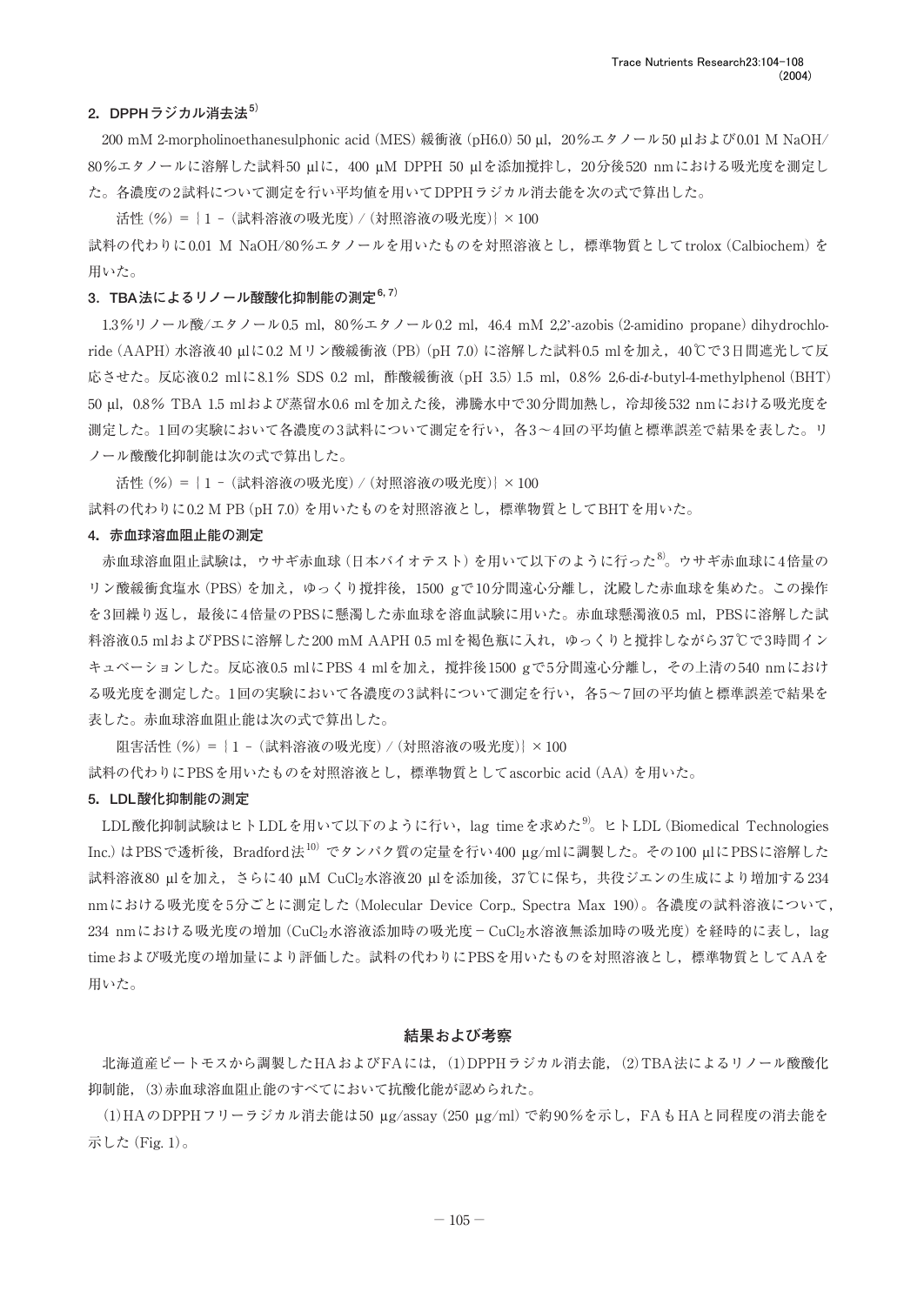### 2. DPPHラジカル消去法[5)]

200 mM 2-morpholinoethanesulphonic acid（MES）緩衝液（pH6.0）50 µl，20％エタノール50 µlおよび0.01 M NaOH/80％エタノールに溶解した試料50 µlに，400 µM DPPH 50 µlを添加撹拌し，20分後520 nmにおける吸光度を測定した。各濃度の2試料について測定を行い平均値を用いてDPPHラジカル消去能を次の式で算出した。

活性（％）＝｛1－（試料溶液の吸光度）/（対照溶液の吸光度）｝×100

試料の代わりに0.01 M NaOH/80％エタノールを用いたものを対照溶液とし，標準物質としてtrolox（Calbiochem）を用いた。

### 3. TBA法によるリノール酸酸化抑制能の測定[6,7)]

1.3％リノール酸/エタノール0.5 ml，80％エタノール0.2 ml，46.4 mM 2,2'-azobis（2-amidino propane）dihydrochloride（AAPH）水溶液40 µlに0.2 Mリン酸緩衝液（PB）（pH 7.0）に溶解した試料0.5 mlを加え，40℃で3日間遮光して反応させた。反応液0.2 mlに8.1％ SDS 0.2 ml，酢酸緩衝液（pH 3.5）1.5 ml，0.8％ 2,6-di-*t*-butyl-4-methylphenol（BHT）50 µl，0.8％ TBA 1.5 mlおよび蒸留水0.6 mlを加えた後，沸騰水中で30分間加熱し，冷却後532 nmにおける吸光度を測定した。1回の実験において各濃度の3試料について測定を行い，各3～4回の平均値と標準誤差で結果を表した。リノール酸酸化抑制能は次の式で算出した。

活性（％）＝｛1－（試料溶液の吸光度）/（対照溶液の吸光度）｝×100

試料の代わりに0.2 M PB（pH 7.0）を用いたものを対照溶液とし，標準物質としてBHTを用いた。

### 4. 赤血球溶血阻止能の測定

赤血球溶血阻止試験は，ウサギ赤血球（日本バイオテスト）を用いて以下のように行った[8)]。ウサギ赤血球に4倍量のリン酸緩衝食塩水（PBS）を加え，ゆっくり撹拌後，1500 gで10分間遠心分離し，沈殿した赤血球を集めた。この操作を3回繰り返し，最後に4倍量のPBSに懸濁した赤血球を溶血試験に用いた。赤血球懸濁液0.5 ml，PBSに溶解した試料溶液0.5 mlおよびPBSに溶解した200 mM AAPH 0.5 mlを褐色瓶に入れ，ゆっくりと撹拌しながら37℃で3時間インキュベーションした。反応液0.5 mlにPBS 4 mlを加え，撹拌後1500 gで5分間遠心分離し，その上清の540 nmにおける吸光度を測定した。1回の実験において各濃度の3試料について測定を行い，各5～7回の平均値と標準誤差で結果を表した。赤血球溶血阻止能は次の式で算出した。

阻害活性（％）＝｛1－（試料溶液の吸光度）/（対照溶液の吸光度）｝×100

試料の代わりにPBSを用いたものを対照溶液とし，標準物質としてascorbic acid（AA）を用いた。

### 5. LDL酸化抑制能の測定

LDL酸化抑制試験はヒトLDLを用いて以下のように行い，lag timeを求めた[9)]。ヒトLDL（Biomedical Technologies Inc.）はPBSで透析後，Bradford法[10)]でタンパク質の定量を行い400 µg/mlに調製した。その100 µlにPBSに溶解した試料溶液80 µlを加え，さらに40 µM $CuCl_2$水溶液20 µlを添加後，37℃に保ち，共役ジエンの生成により増加する234 nmにおける吸光度を5分ごとに測定した（Molecular Device Corp., Spectra Max 190）。各濃度の試料溶液について，234 nmにおける吸光度の増加（$CuCl_2$水溶液添加時の吸光度－$CuCl_2$水溶液無添加時の吸光度）を経時的に表し，lag timeおよび吸光度の増加量により評価した。試料の代わりにPBSを用いたものを対照溶液とし，標準物質としてAAを用いた。

## 結果および考察

北海道産ピートモスから調製したHAおよびFAには，(1)DPPHラジカル消去能，(2)TBA法によるリノール酸酸化抑制能，(3)赤血球溶血阻止能のすべてにおいて抗酸化能が認められた。

(1)HAのDPPHフリーラジカル消去能は50 µg/assay（250 µg/ml）で約90％を示し，FAもHAと同程度の消去能を示した（Fig. 1）。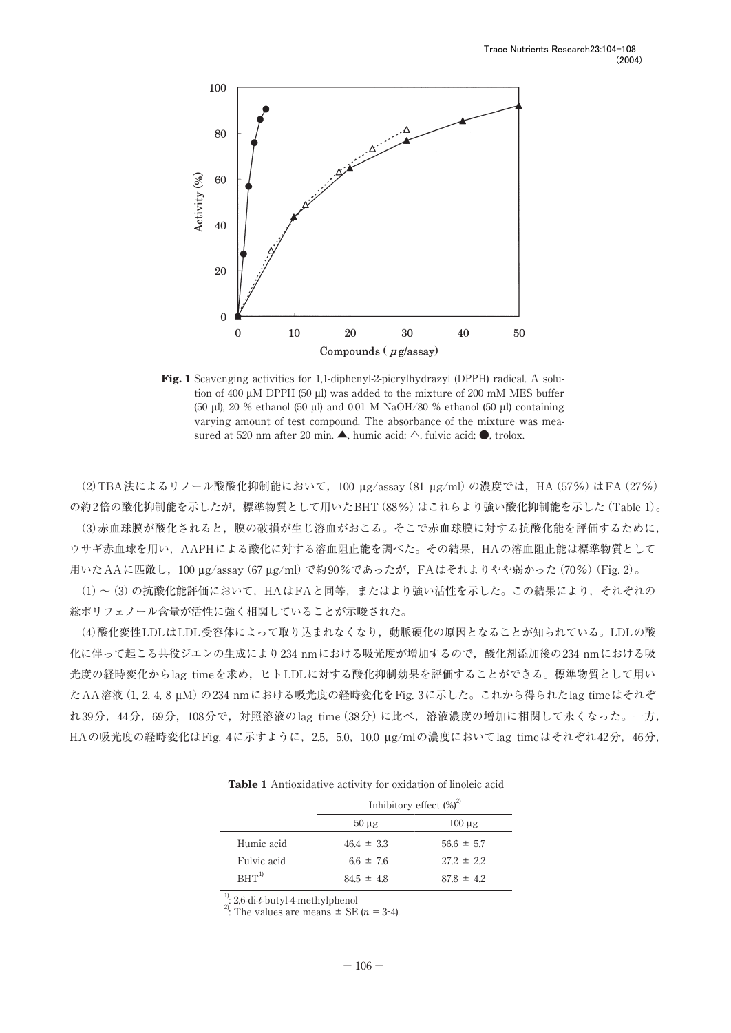**Fig. 1** Scavenging activities for 1,1-diphenyl-2-picrylhydrazyl (DPPH) radical. A solution of 400 μM DPPH (50 μl) was added to the mixture of 200 mM MES buffer (50 μl), 20 % ethanol (50 μl) and 0.01 M NaOH/80 % ethanol (50 μl) containing varying amount of test compound. The absorbance of the mixture was measured at 520 nm after 20 min. ▲, humic acid; △, fulvic acid; ●, trolox.

(2) TBA法によるリノール酸酸化抑制能において，100 μg/assay (81 μg/ml) の濃度では，HA (57%) はFA (27%) の約2倍の酸化抑制能を示したが，標準物質として用いたBHT (88%) はこれらより強い酸化抑制能を示した (Table 1)。

(3) 赤血球膜が酸化されると，膜の破損が生じ溶血がおこる。そこで赤血球膜に対する抗酸化能を評価するために，ウサギ赤血球を用い，AAPHによる酸化に対する溶血阻止能を調べた。その結果，HAの溶血阻止能は標準物質として用いたAAに匹敵し，100 μg/assay (67 μg/ml) で約90%であったが，FAはそれよりやや弱かった (70%) (Fig. 2)。

(1) ～ (3) の抗酸化能評価において，HAはFAと同等，またはより強い活性を示した。この結果により，それぞれの総ポリフェノール含量が活性に強く相関していることが示唆された。

(4) 酸化変性LDLはLDL受容体によって取り込まれなくなり，動脈硬化の原因となることが知られている。LDLの酸化に伴って起こる共役ジエンの生成により234 nmにおける吸光度が増加するので，酸化剤添加後の234 nmにおける吸光度の経時変化からlag timeを求め，ヒトLDLに対する酸化抑制効果を評価することができる。標準物質として用いたAA溶液 (1, 2, 4, 8 μM) の234 nmにおける吸光度の経時変化をFig. 3に示した。これから得られたlag timeはそれぞれ39分，44分，69分，108分で，対照溶液のlag time (38分) に比べ，溶液濃度の増加に相関して永くなった。一方，HAの吸光度の経時変化はFig. 4に示すように，2.5，5.0，10.0 μg/mlの濃度においてlag timeはそれぞれ42分，46分，

**Table 1** Antioxidative activity for oxidation of linoleic acid

| | Inhibitory effect (%)[2] | |
|---|---|---|
| | 50 μg | 100 μg |
| Humic acid | 46.4 ± 3.3 | 56.6 ± 5.7 |
| Fulvic acid | 6.6 ± 7.6 | 27.2 ± 2.2 |
| BHT[1] | 84.5 ± 4.8 | 87.8 ± 4.2 |

[1]: 2,6-di-*t*-butyl-4-methylphenol
[2]: The values are means ± SE ($n$ = 3-4).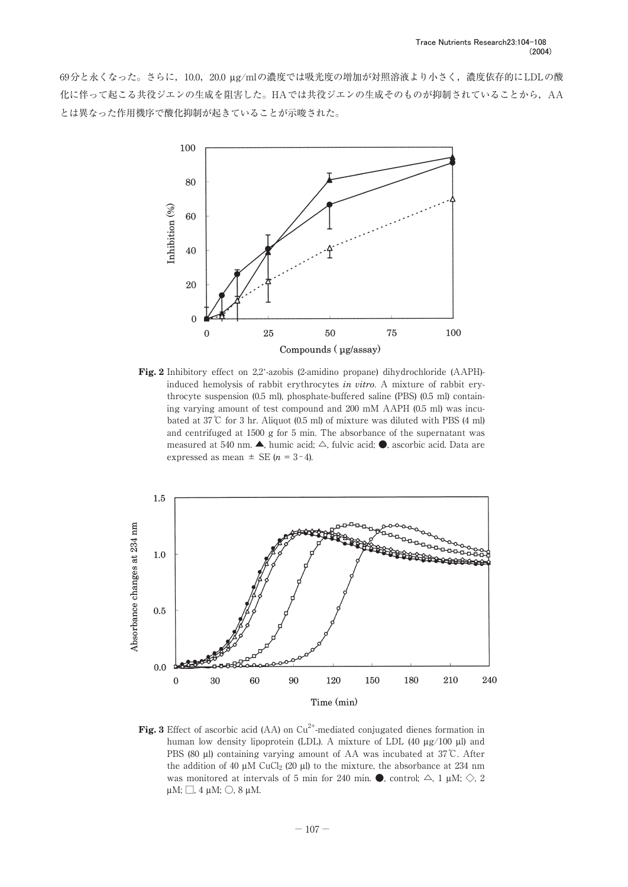69分と永くなった。さらに，10.0，20.0 μg/mlの濃度では吸光度の増加が対照溶液より小さく，濃度依存的にLDLの酸化に伴って起こる共役ジエンの生成を阻害した。HAでは共役ジエンの生成そのものが抑制されていることから，AAとは異なった作用機序で酸化抑制が起きていることが示唆された。

**Fig. 2** Inhibitory effect on 2,2'-azobis (2-amidino propane) dihydrochloride (AAPH)-induced hemolysis of rabbit erythrocytes *in vitro*. A mixture of rabbit erythrocyte suspension (0.5 ml), phosphate-buffered saline (PBS) (0.5 ml) containing varying amount of test compound and 200 mM AAPH (0.5 ml) was incubated at 37℃ for 3 hr. Aliquot (0.5 ml) of mixture was diluted with PBS (4 ml) and centrifuged at 1500 *g* for 5 min. The absorbance of the supernatant was measured at 540 nm. ▲, humic acid; △, fulvic acid; ●, ascorbic acid. Data are expressed as mean ± SE ($n$ = 3 - 4).

**Fig. 3** Effect of ascorbic acid (AA) on $Cu^{2+}$-mediated conjugated dienes formation in human low density lipoprotein (LDL). A mixture of LDL (40 μg/100 μl) and PBS (80 μl) containing varying amount of AA was incubated at 37℃. After the addition of 40 μM $CuCl_2$ (20 μl) to the mixture, the absorbance at 234 nm was monitored at intervals of 5 min for 240 min. ●, control; △, 1 μM; ◇, 2 μM; □, 4 μM; ○, 8 μM.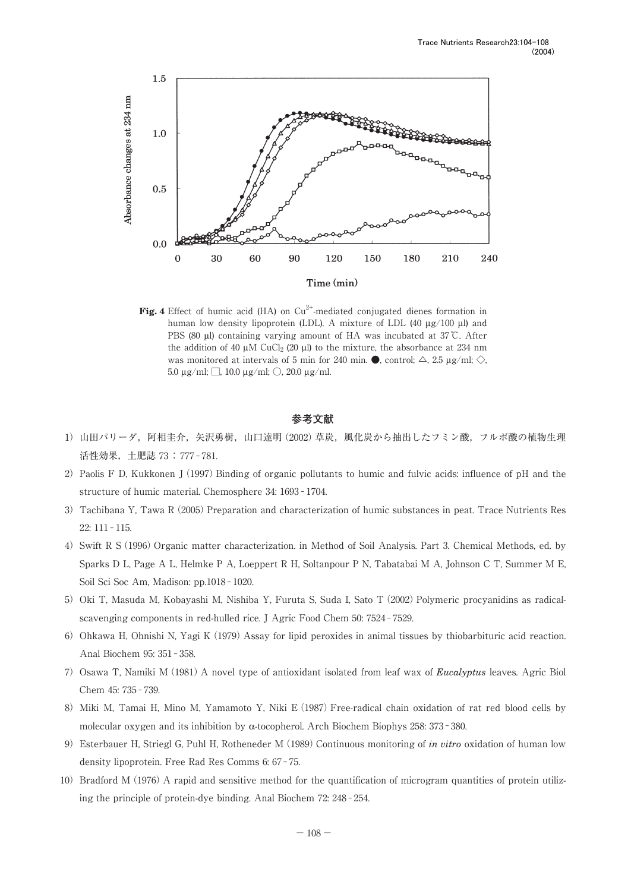1.5

1.0

0.5

0.0

Absorbance changes at 234 nm

0 30 60 90 120 150 180 210 240

Time (min)

**Fig. 4** Effect of humic acid (HA) on $Cu^{2+}$-mediated conjugated dienes formation in human low density lipoprotein (LDL). A mixture of LDL (40 μg/100 μl) and PBS (80 μl) containing varying amount of HA was incubated at 37℃. After the addition of 40 μM $CuCl_2$ (20 μl) to the mixture, the absorbance at 234 nm was monitored at intervals of 5 min for 240 min. ●, control; △, 2.5 μg/ml; ◇, 5.0 μg/ml; □, 10.0 μg/ml; ○, 20.0 μg/ml.

## 参考文献

1) 山田パリーダ，阿相圭介，矢沢勇樹，山口達明 (2002) 草炭，風化炭から抽出したフミン酸，フルボ酸の植物生理活性効果，土肥誌 73：777 - 781.
2) Paolis F D, Kukkonen J (1997) Binding of organic pollutants to humic and fulvic acids: influence of pH and the structure of humic material. Chemosphere 34: 1693 - 1704.
3) Tachibana Y, Tawa R (2005) Preparation and characterization of humic substances in peat. Trace Nutrients Res 22: 111 - 115.
4) Swift R S (1996) Organic matter characterization. in Method of Soil Analysis. Part 3. Chemical Methods, ed. by Sparks D L, Page A L, Helmke P A, Loeppert R H, Soltanpour P N, Tabatabai M A, Johnson C T, Summer M E, Soil Sci Soc Am, Madison: pp.1018 - 1020.
5) Oki T, Masuda M, Kobayashi M, Nishiba Y, Furuta S, Suda I, Sato T (2002) Polymeric procyanidins as radical-scavenging components in red-hulled rice. J Agric Food Chem 50: 7524 - 7529.
6) Ohkawa H, Ohnishi N, Yagi K (1979) Assay for lipid peroxides in animal tissues by thiobarbituric acid reaction. Anal Biochem 95: 351 - 358.
7) Osawa T, Namiki M (1981) A novel type of antioxidant isolated from leaf wax of ***Eucalyptus*** leaves. Agric Biol Chem 45: 735 - 739.
8) Miki M, Tamai H, Mino M, Yamamoto Y, Niki E (1987) Free-radical chain oxidation of rat red blood cells by molecular oxygen and its inhibition by α-tocopherol. Arch Biochem Biophys 258: 373 - 380.
9) Esterbauer H, Striegl G, Puhl H, Rotheneder M (1989) Continuous monitoring of *in vitro* oxidation of human low density lipoprotein. Free Rad Res Comms 6: 67 - 75.
10) Bradford M (1976) A rapid and sensitive method for the quantification of microgram quantities of protein utilizing the principle of protein-dye binding. Anal Biochem 72: 248 - 254.